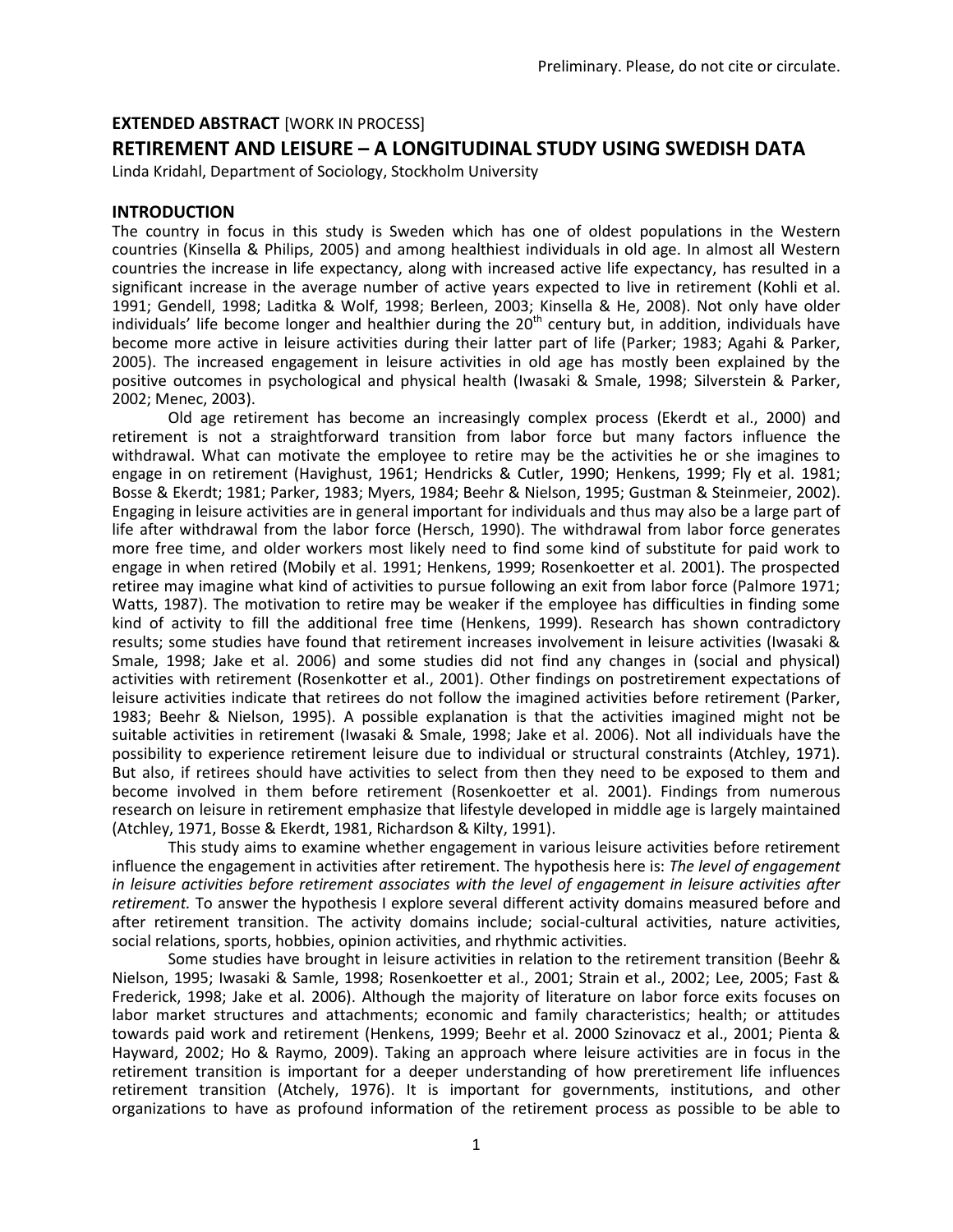Preliminary. Please, do not cite or circulate.

**EXTENDED ABSTRACT** [WORK IN PROCESS]

# RETIREMENT AND LEISURE – A LONGITUDINAL STUDY USING SWEDISH DATA

Linda Kridahl, Department of Sociology, Stockholm University

## INTRODUCTION

The country in focus in this study is Sweden which has one of oldest populations in the Western countries (Kinsella & Philips, 2005) and among healthiest individuals in old age. In almost all Western countries the increase in life expectancy, along with increased active life expectancy, has resulted in a significant increase in the average number of active years expected to live in retirement (Kohli et al. 1991; Gendell, 1998; Laditka & Wolf, 1998; Berleen, 2003; Kinsella & He, 2008). Not only have older individuals' life become longer and healthier during the 20th century but, in addition, individuals have become more active in leisure activities during their latter part of life (Parker; 1983; Agahi & Parker, 2005). The increased engagement in leisure activities in old age has mostly been explained by the positive outcomes in psychological and physical health (Iwasaki & Smale, 1998; Silverstein & Parker, 2002; Menec, 2003).

Old age retirement has become an increasingly complex process (Ekerdt et al., 2000) and retirement is not a straightforward transition from labor force but many factors influence the withdrawal. What can motivate the employee to retire may be the activities he or she imagines to engage in on retirement (Havighust, 1961; Hendricks & Cutler, 1990; Henkens, 1999; Fly et al. 1981; Bosse & Ekerdt; 1981; Parker, 1983; Myers, 1984; Beehr & Nielson, 1995; Gustman & Steinmeier, 2002). Engaging in leisure activities are in general important for individuals and thus may also be a large part of life after withdrawal from the labor force (Hersch, 1990). The withdrawal from labor force generates more free time, and older workers most likely need to find some kind of substitute for paid work to engage in when retired (Mobily et al. 1991; Henkens, 1999; Rosenkoetter et al. 2001). The prospected retiree may imagine what kind of activities to pursue following an exit from labor force (Palmore 1971; Watts, 1987). The motivation to retire may be weaker if the employee has difficulties in finding some kind of activity to fill the additional free time (Henkens, 1999). Research has shown contradictory results; some studies have found that retirement increases involvement in leisure activities (Iwasaki & Smale, 1998; Jake et al. 2006) and some studies did not find any changes in (social and physical) activities with retirement (Rosenkotter et al., 2001). Other findings on postretirement expectations of leisure activities indicate that retirees do not follow the imagined activities before retirement (Parker, 1983; Beehr & Nielson, 1995). A possible explanation is that the activities imagined might not be suitable activities in retirement (Iwasaki & Smale, 1998; Jake et al. 2006). Not all individuals have the possibility to experience retirement leisure due to individual or structural constraints (Atchley, 1971). But also, if retirees should have activities to select from then they need to be exposed to them and become involved in them before retirement (Rosenkoetter et al. 2001). Findings from numerous research on leisure in retirement emphasize that lifestyle developed in middle age is largely maintained (Atchley, 1971, Bosse & Ekerdt, 1981, Richardson & Kilty, 1991).

This study aims to examine whether engagement in various leisure activities before retirement influence the engagement in activities after retirement. The hypothesis here is: *The level of engagement in leisure activities before retirement associates with the level of engagement in leisure activities after retirement.* To answer the hypothesis I explore several different activity domains measured before and after retirement transition. The activity domains include; social-cultural activities, nature activities, social relations, sports, hobbies, opinion activities, and rhythmic activities.

Some studies have brought in leisure activities in relation to the retirement transition (Beehr & Nielson, 1995; Iwasaki & Samle, 1998; Rosenkoetter et al., 2001; Strain et al., 2002; Lee, 2005; Fast & Frederick, 1998; Jake et al. 2006). Although the majority of literature on labor force exits focuses on labor market structures and attachments; economic and family characteristics; health; or attitudes towards paid work and retirement (Henkens, 1999; Beehr et al. 2000 Szinovacz et al., 2001; Pienta & Hayward, 2002; Ho & Raymo, 2009). Taking an approach where leisure activities are in focus in the retirement transition is important for a deeper understanding of how preretirement life influences retirement transition (Atchely, 1976). It is important for governments, institutions, and other organizations to have as profound information of the retirement process as possible to be able to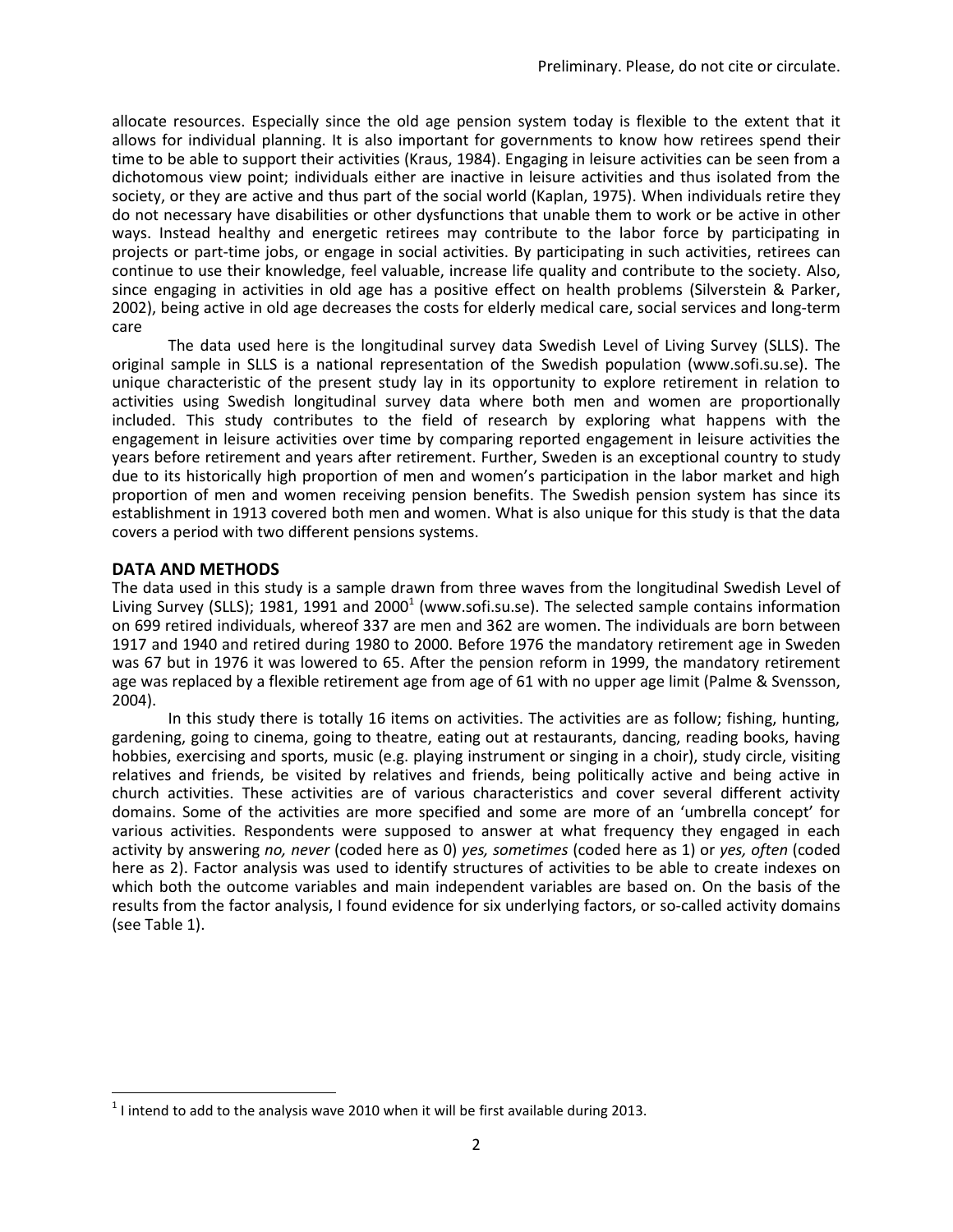allocate resources. Especially since the old age pension system today is flexible to the extent that it allows for individual planning. It is also important for governments to know how retirees spend their time to be able to support their activities (Kraus, 1984). Engaging in leisure activities can be seen from a dichotomous view point; individuals either are inactive in leisure activities and thus isolated from the society, or they are active and thus part of the social world (Kaplan, 1975). When individuals retire they do not necessary have disabilities or other dysfunctions that unable them to work or be active in other ways. Instead healthy and energetic retirees may contribute to the labor force by participating in projects or part-time jobs, or engage in social activities. By participating in such activities, retirees can continue to use their knowledge, feel valuable, increase life quality and contribute to the society. Also, since engaging in activities in old age has a positive effect on health problems (Silverstein & Parker, 2002), being active in old age decreases the costs for elderly medical care, social services and long-term care

The data used here is the longitudinal survey data Swedish Level of Living Survey (SLLS). The original sample in SLLS is a national representation of the Swedish population (www.sofi.su.se). The unique characteristic of the present study lay in its opportunity to explore retirement in relation to activities using Swedish longitudinal survey data where both men and women are proportionally included. This study contributes to the field of research by exploring what happens with the engagement in leisure activities over time by comparing reported engagement in leisure activities the years before retirement and years after retirement. Further, Sweden is an exceptional country to study due to its historically high proportion of men and women's participation in the labor market and high proportion of men and women receiving pension benefits. The Swedish pension system has since its establishment in 1913 covered both men and women. What is also unique for this study is that the data covers a period with two different pensions systems.

## DATA AND METHODS

The data used in this study is a sample drawn from three waves from the longitudinal Swedish Level of Living Survey (SLLS); 1981, 1991 and 2000[1] (www.sofi.su.se). The selected sample contains information on 699 retired individuals, whereof 337 are men and 362 are women. The individuals are born between 1917 and 1940 and retired during 1980 to 2000. Before 1976 the mandatory retirement age in Sweden was 67 but in 1976 it was lowered to 65. After the pension reform in 1999, the mandatory retirement age was replaced by a flexible retirement age from age of 61 with no upper age limit (Palme & Svensson, 2004).

In this study there is totally 16 items on activities. The activities are as follow; fishing, hunting, gardening, going to cinema, going to theatre, eating out at restaurants, dancing, reading books, having hobbies, exercising and sports, music (e.g. playing instrument or singing in a choir), study circle, visiting relatives and friends, be visited by relatives and friends, being politically active and being active in church activities. These activities are of various characteristics and cover several different activity domains. Some of the activities are more specified and some are more of an 'umbrella concept' for various activities. Respondents were supposed to answer at what frequency they engaged in each activity by answering *no, never* (coded here as 0) *yes, sometimes* (coded here as 1) or *yes, often* (coded here as 2). Factor analysis was used to identify structures of activities to be able to create indexes on which both the outcome variables and main independent variables are based on. On the basis of the results from the factor analysis, I found evidence for six underlying factors, or so-called activity domains (see Table 1).

[1] I intend to add to the analysis wave 2010 when it will be first available during 2013.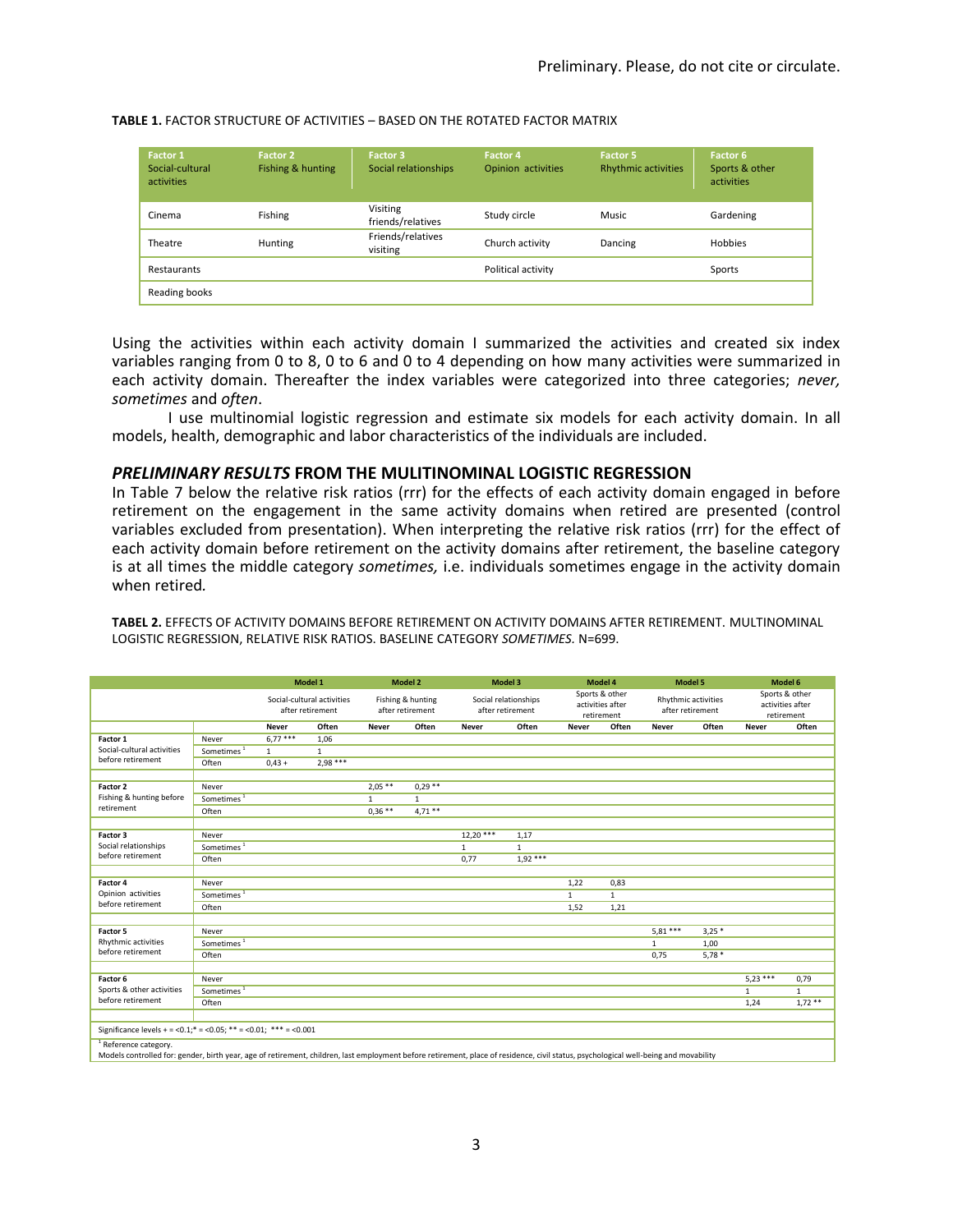**TABLE 1.** FACTOR STRUCTURE OF ACTIVITIES – BASED ON THE ROTATED FACTOR MATRIX

| Factor 1 Social-cultural activities | Factor 2 Fishing & hunting | Factor 3 Social relationships | Factor 4 Opinion activities | Factor 5 Rhythmic activities | Factor 6 Sports & other activities |
|---|---|---|---|---|---|
| Cinema | Fishing | Visiting friends/relatives | Study circle | Music | Gardening |
| Theatre | Hunting | Friends/relatives visiting | Church activity | Dancing | Hobbies |
| Restaurants | | | Political activity | | Sports |
| Reading books | | | | | |

Using the activities within each activity domain I summarized the activities and created six index variables ranging from 0 to 8, 0 to 6 and 0 to 4 depending on how many activities were summarized in each activity domain. Thereafter the index variables were categorized into three categories; *never, sometimes* and *often*.

I use multinomial logistic regression and estimate six models for each activity domain. In all models, health, demographic and labor characteristics of the individuals are included.

### *PRELIMINARY RESULTS* FROM THE MULITINOMINAL LOGISTIC REGRESSION

In Table 7 below the relative risk ratios (rrr) for the effects of each activity domain engaged in before retirement on the engagement in the same activity domains when retired are presented (control variables excluded from presentation). When interpreting the relative risk ratios (rrr) for the effect of each activity domain before retirement on the activity domains after retirement, the baseline category is at all times the middle category *sometimes,* i.e. individuals sometimes engage in the activity domain when retired.

**TABEL 2.** EFFECTS OF ACTIVITY DOMAINS BEFORE RETIREMENT ON ACTIVITY DOMAINS AFTER RETIREMENT. MULTINOMINAL LOGISTIC REGRESSION, RELATIVE RISK RATIOS. BASELINE CATEGORY *SOMETIMES*. N=699.

| | | Model 1 | | Model 2 | | Model 3 | | Model 4 | | Model 5 | | Model 6 | |
|---|---|---|---|---|---|---|---|---|---|---|---|---|---|
| | | Social-cultural activities after retirement | | Fishing & hunting after retirement | | Social relationships after retirement | | Sports & other activities after retirement | | Rhythmic activities after retirement | | Sports & other activities after retirement | |
| | | Never | Often | Never | Often | Never | Often | Never | Often | Never | Often | Never | Often |
| **Factor 1** Social-cultural activities before retirement | Never | 6,77 *** | 1,06 | | | | | | | | | | |
| | Sometimes [1] | 1 | 1 | | | | | | | | | | |
| | Often | 0,43 + | 2,98 *** | | | | | | | | | | |
| **Factor 2** Fishing & hunting before retirement | Never | | | 2,05 ** | 0,29 ** | | | | | | | | |
| | Sometimes [1] | | | 1 | 1 | | | | | | | | |
| | Often | | | 0,36 ** | 4,71 ** | | | | | | | | |
| **Factor 3** Social relationships before retirement | Never | | | | | 12,20 *** | 1,17 | | | | | | |
| | Sometimes [1] | | | | | 1 | 1 | | | | | | |
| | Often | | | | | 0,77 | 1,92 *** | | | | | | |
| **Factor 4** Opinion activities before retirement | Never | | | | | | | 1,22 | 0,83 | | | | |
| | Sometimes [1] | | | | | | | 1 | 1 | | | | |
| | Often | | | | | | | 1,52 | 1,21 | | | | |
| **Factor 5** Rhythmic activities before retirement | Never | | | | | | | | | 5,81 *** | 3,25 * | | |
| | Sometimes [1] | | | | | | | | | 1 | 1,00 | | |
| | Often | | | | | | | | | 0,75 | 5,78 * | | |
| **Factor 6** Sports & other activities before retirement | Never | | | | | | | | | | | 5,23 *** | 0,79 |
| | Sometimes [1] | | | | | | | | | | | 1 | 1 |
| | Often | | | | | | | | | | | 1,24 | 1,72 ** |

Significance levels + = <0.1;* = <0.05; ** = <0.01; *** = <0.001

[1] Reference category.

Models controlled for: gender, birth year, age of retirement, children, last employment before retirement, place of residence, civil status, psychological well-being and movability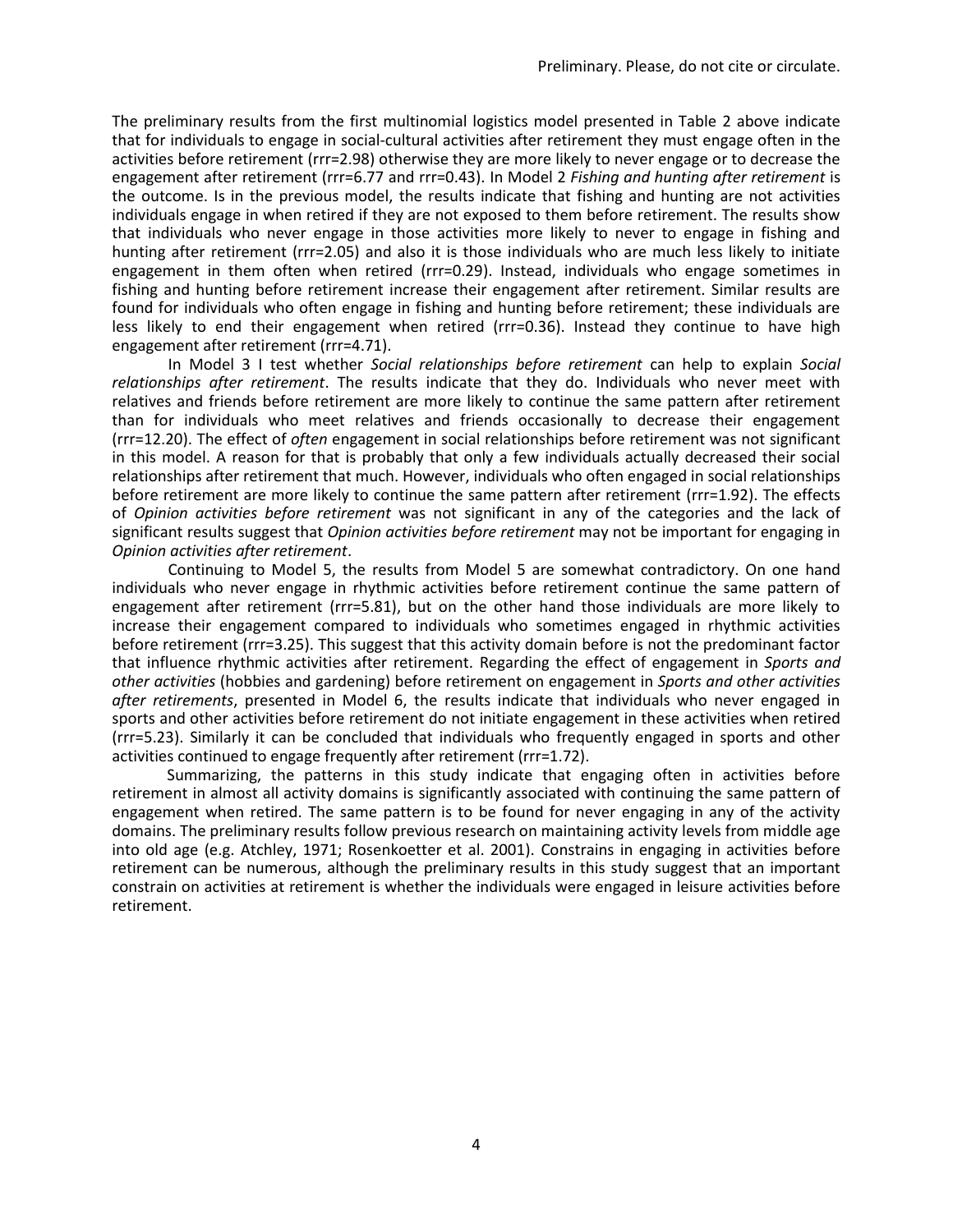The preliminary results from the first multinomial logistics model presented in Table 2 above indicate that for individuals to engage in social-cultural activities after retirement they must engage often in the activities before retirement (rrr=2.98) otherwise they are more likely to never engage or to decrease the engagement after retirement (rrr=6.77 and rrr=0.43). In Model 2 *Fishing and hunting after retirement* is the outcome. Is in the previous model, the results indicate that fishing and hunting are not activities individuals engage in when retired if they are not exposed to them before retirement. The results show that individuals who never engage in those activities more likely to never to engage in fishing and hunting after retirement (rrr=2.05) and also it is those individuals who are much less likely to initiate engagement in them often when retired (rrr=0.29). Instead, individuals who engage sometimes in fishing and hunting before retirement increase their engagement after retirement. Similar results are found for individuals who often engage in fishing and hunting before retirement; these individuals are less likely to end their engagement when retired (rrr=0.36). Instead they continue to have high engagement after retirement (rrr=4.71).

In Model 3 I test whether *Social relationships before retirement* can help to explain *Social relationships after retirement*. The results indicate that they do. Individuals who never meet with relatives and friends before retirement are more likely to continue the same pattern after retirement than for individuals who meet relatives and friends occasionally to decrease their engagement (rrr=12.20). The effect of *often* engagement in social relationships before retirement was not significant in this model. A reason for that is probably that only a few individuals actually decreased their social relationships after retirement that much. However, individuals who often engaged in social relationships before retirement are more likely to continue the same pattern after retirement (rrr=1.92). The effects of *Opinion activities before retirement* was not significant in any of the categories and the lack of significant results suggest that *Opinion activities before retirement* may not be important for engaging in *Opinion activities after retirement*.

Continuing to Model 5, the results from Model 5 are somewhat contradictory. On one hand individuals who never engage in rhythmic activities before retirement continue the same pattern of engagement after retirement (rrr=5.81), but on the other hand those individuals are more likely to increase their engagement compared to individuals who sometimes engaged in rhythmic activities before retirement (rrr=3.25). This suggest that this activity domain before is not the predominant factor that influence rhythmic activities after retirement. Regarding the effect of engagement in *Sports and other activities* (hobbies and gardening) before retirement on engagement in *Sports and other activities after retirements*, presented in Model 6, the results indicate that individuals who never engaged in sports and other activities before retirement do not initiate engagement in these activities when retired (rrr=5.23). Similarly it can be concluded that individuals who frequently engaged in sports and other activities continued to engage frequently after retirement (rrr=1.72).

Summarizing, the patterns in this study indicate that engaging often in activities before retirement in almost all activity domains is significantly associated with continuing the same pattern of engagement when retired. The same pattern is to be found for never engaging in any of the activity domains. The preliminary results follow previous research on maintaining activity levels from middle age into old age (e.g. Atchley, 1971; Rosenkoetter et al. 2001). Constrains in engaging in activities before retirement can be numerous, although the preliminary results in this study suggest that an important constrain on activities at retirement is whether the individuals were engaged in leisure activities before retirement.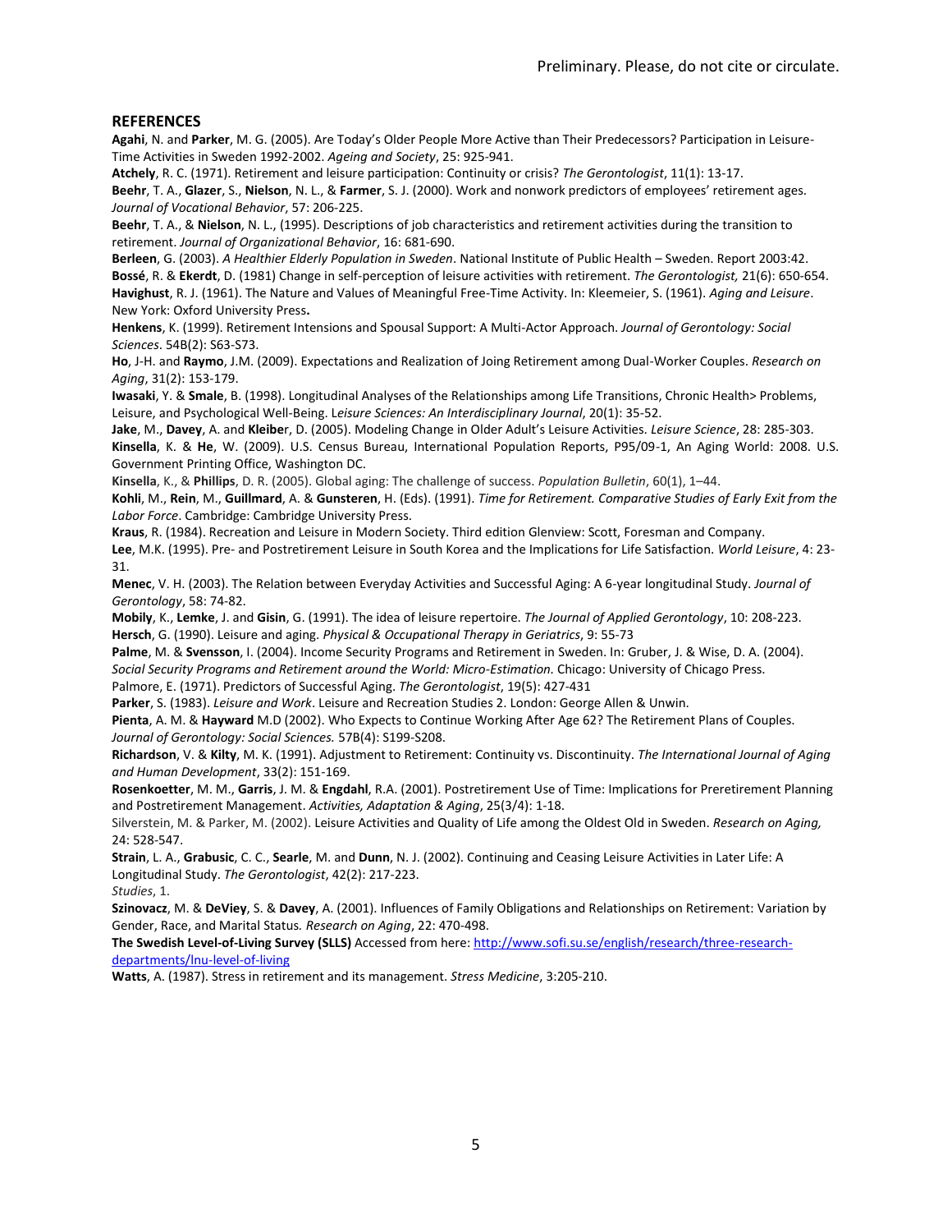## REFERENCES

**Agahi**, N. and **Parker**, M. G. (2005). Are Today's Older People More Active than Their Predecessors? Participation in Leisure-Time Activities in Sweden 1992-2002. *Ageing and Society*, 25: 925-941.

**Atchely**, R. C. (1971). Retirement and leisure participation: Continuity or crisis? *The Gerontologist*, 11(1): 13-17.

**Beehr**, T. A., **Glazer**, S., **Nielson**, N. L., & **Farmer**, S. J. (2000). Work and nonwork predictors of employees' retirement ages. *Journal of Vocational Behavior*, 57: 206-225.

**Beehr**, T. A., & **Nielson**, N. L., (1995). Descriptions of job characteristics and retirement activities during the transition to retirement. *Journal of Organizational Behavior*, 16: 681-690.

**Berleen**, G. (2003). *A Healthier Elderly Population in Sweden*. National Institute of Public Health – Sweden. Report 2003:42.

**Bossé**, R. & **Ekerdt**, D. (1981) Change in self-perception of leisure activities with retirement. *The Gerontologist,* 21(6): 650-654.

**Havighust**, R. J. (1961). The Nature and Values of Meaningful Free-Time Activity. In: Kleemeier, S. (1961). *Aging and Leisure*. New York: Oxford University Press**.**

**Henkens**, K. (1999). Retirement Intensions and Spousal Support: A Multi-Actor Approach. *Journal of Gerontology: Social Sciences*. 54B(2): S63-S73.

**Ho**, J-H. and **Raymo**, J.M. (2009). Expectations and Realization of Joing Retirement among Dual-Worker Couples. *Research on Aging*, 31(2): 153-179.

**Iwasaki**, Y. & **Smale**, B. (1998). Longitudinal Analyses of the Relationships among Life Transitions, Chronic Health> Problems, Leisure, and Psychological Well-Being. L*eisure Sciences: An Interdisciplinary Journal*, 20(1): 35-52.

**Jake**, M., **Davey**, A. and **Kleibe**r, D. (2005). Modeling Change in Older Adult's Leisure Activities. *Leisure Science*, 28: 285-303.

**Kinsella**, K. & **He**, W. (2009). U.S. Census Bureau, International Population Reports, P95/09-1, An Aging World: 2008. U.S. Government Printing Office, Washington DC.

**Kinsella**, K., & **Phillips**, D. R. (2005). Global aging: The challenge of success. *Population Bulletin*, 60(1), 1–44.

**Kohli**, M., **Rein**, M., **Guillmard**, A. & **Gunsteren**, H. (Eds). (1991). *Time for Retirement. Comparative Studies of Early Exit from the Labor Force*. Cambridge: Cambridge University Press.

**Kraus**, R. (1984). Recreation and Leisure in Modern Society. Third edition Glenview: Scott, Foresman and Company.

**Lee**, M.K. (1995). Pre- and Postretirement Leisure in South Korea and the Implications for Life Satisfaction. *World Leisure*, 4: 23-31.

**Menec**, V. H. (2003). The Relation between Everyday Activities and Successful Aging: A 6-year longitudinal Study. *Journal of Gerontology*, 58: 74-82.

**Mobily**, K., **Lemke**, J. and **Gisin**, G. (1991). The idea of leisure repertoire. *The Journal of Applied Gerontology*, 10: 208-223.

**Hersch**, G. (1990). Leisure and aging. *Physical & Occupational Therapy in Geriatrics*, 9: 55-73

**Palme**, M. & **Svensson**, I. (2004). Income Security Programs and Retirement in Sweden. In: Gruber, J. & Wise, D. A. (2004). *Social Security Programs and Retirement around the World: Micro-Estimation.* Chicago: University of Chicago Press.

Palmore, E. (1971). Predictors of Successful Aging. *The Gerontologist*, 19(5): 427-431

**Parker**, S. (1983). *Leisure and Work*. Leisure and Recreation Studies 2. London: George Allen & Unwin.

**Pienta**, A. M. & **Hayward** M.D (2002). Who Expects to Continue Working After Age 62? The Retirement Plans of Couples. *Journal of Gerontology: Social Sciences.* 57B(4): S199-S208.

**Richardson**, V. & **Kilty**, M. K. (1991). Adjustment to Retirement: Continuity vs. Discontinuity. *The International Journal of Aging and Human Development*, 33(2): 151-169.

**Rosenkoetter**, M. M., **Garris**, J. M. & **Engdahl**, R.A. (2001). Postretirement Use of Time: Implications for Preretirement Planning and Postretirement Management. *Activities, Adaptation & Aging*, 25(3/4): 1-18.

Silverstein, M. & Parker, M. (2002). Leisure Activities and Quality of Life among the Oldest Old in Sweden. *Research on Aging,* 24: 528-547.

**Strain**, L. A., **Grabusic**, C. C., **Searle**, M. and **Dunn**, N. J. (2002). Continuing and Ceasing Leisure Activities in Later Life: A Longitudinal Study. *The Gerontologist*, 42(2): 217-223.

*Studies*, 1.

**Szinovacz**, M. & **DeViey**, S. & **Davey**, A. (2001). Influences of Family Obligations and Relationships on Retirement: Variation by Gender, Race, and Marital Status*. Research on Aging*, 22: 470-498.

**The Swedish Level-of-Living Survey (SLLS)** Accessed from here: http://www.sofi.su.se/english/research/three-research-departments/lnu-level-of-living

**Watts**, A. (1987). Stress in retirement and its management. *Stress Medicine*, 3:205-210.